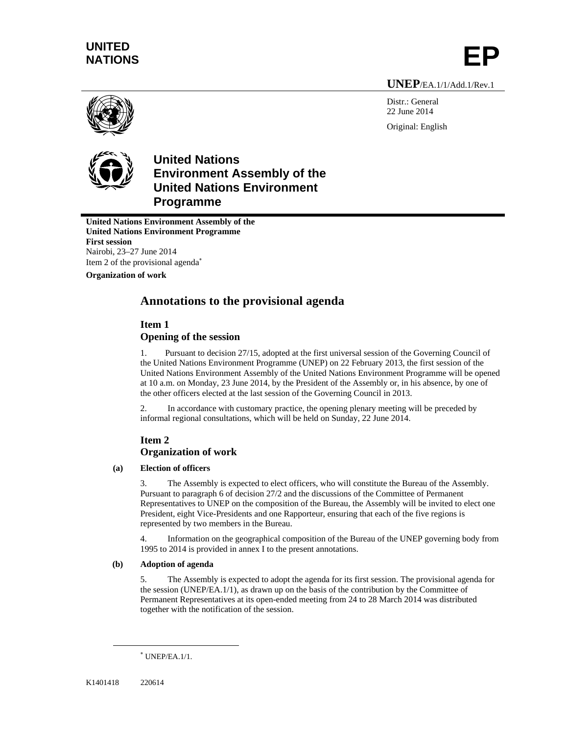UNITED NATIONS

# EP

**UNEP**/EA.1/1/Add.1/Rev.1

Distr.: General
22 June 2014

Original: English

**United Nations Environment Assembly of the United Nations Environment Programme**

**United Nations Environment Assembly of the United Nations Environment Programme**
**First session**
Nairobi, 23–27 June 2014
Item 2 of the provisional agenda*

**Organization of work**

## Annotations to the provisional agenda

### Item 1
### Opening of the session

1. Pursuant to decision 27/15, adopted at the first universal session of the Governing Council of the United Nations Environment Programme (UNEP) on 22 February 2013, the first session of the United Nations Environment Assembly of the United Nations Environment Programme will be opened at 10 a.m. on Monday, 23 June 2014, by the President of the Assembly or, in his absence, by one of the other officers elected at the last session of the Governing Council in 2013.

2. In accordance with customary practice, the opening plenary meeting will be preceded by informal regional consultations, which will be held on Sunday, 22 June 2014.

### Item 2
### Organization of work

**(a) Election of officers**

3. The Assembly is expected to elect officers, who will constitute the Bureau of the Assembly. Pursuant to paragraph 6 of decision 27/2 and the discussions of the Committee of Permanent Representatives to UNEP on the composition of the Bureau, the Assembly will be invited to elect one President, eight Vice-Presidents and one Rapporteur, ensuring that each of the five regions is represented by two members in the Bureau.

4. Information on the geographical composition of the Bureau of the UNEP governing body from 1995 to 2014 is provided in annex I to the present annotations.

**(b) Adoption of agenda**

5. The Assembly is expected to adopt the agenda for its first session. The provisional agenda for the session (UNEP/EA.1/1), as drawn up on the basis of the contribution by the Committee of Permanent Representatives at its open-ended meeting from 24 to 28 March 2014 was distributed together with the notification of the session.

* UNEP/EA.1/1.

K1401418 220614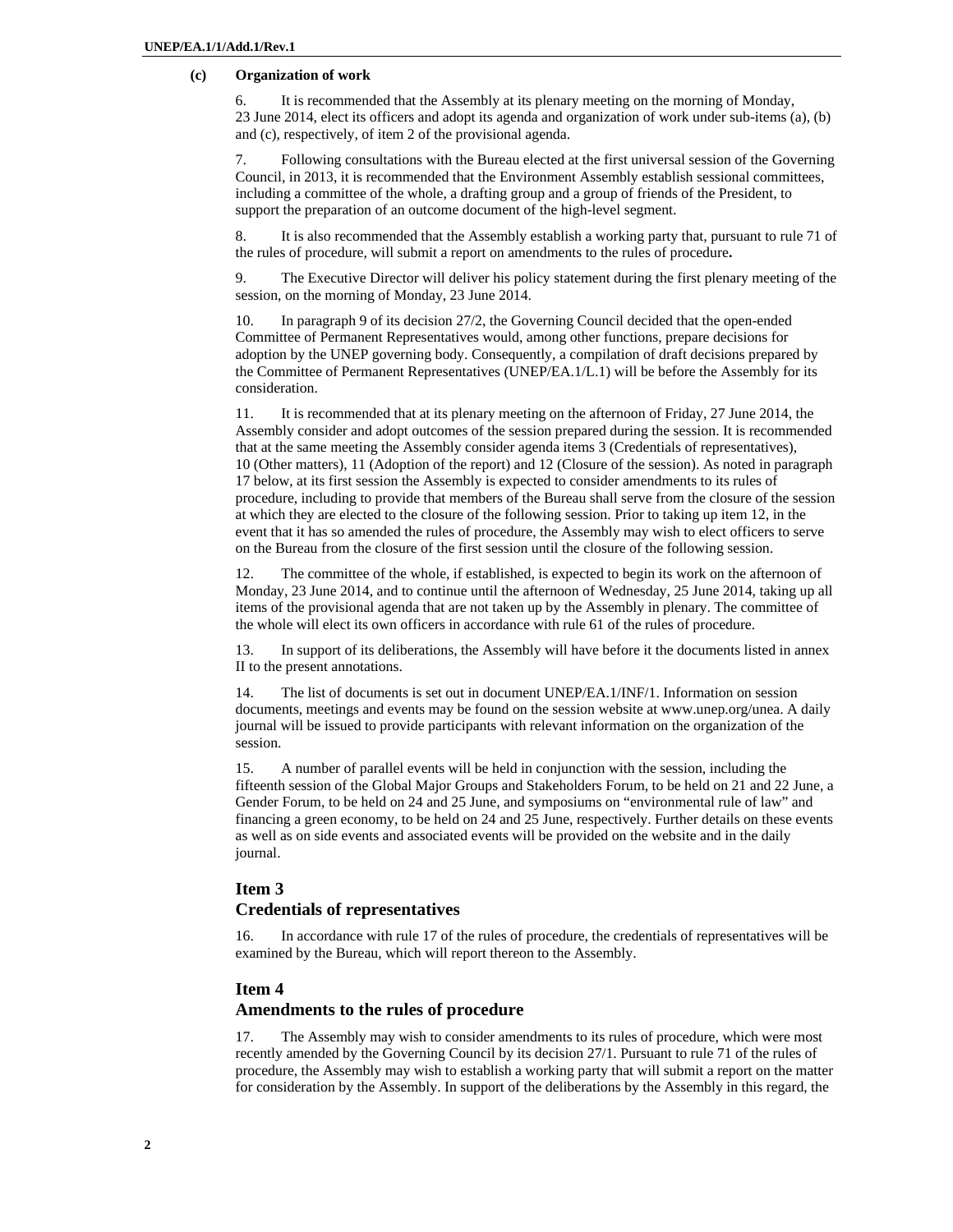### (c) Organization of work

6. It is recommended that the Assembly at its plenary meeting on the morning of Monday, 23 June 2014, elect its officers and adopt its agenda and organization of work under sub-items (a), (b) and (c), respectively, of item 2 of the provisional agenda.

7. Following consultations with the Bureau elected at the first universal session of the Governing Council, in 2013, it is recommended that the Environment Assembly establish sessional committees, including a committee of the whole, a drafting group and a group of friends of the President, to support the preparation of an outcome document of the high-level segment.

8. It is also recommended that the Assembly establish a working party that, pursuant to rule 71 of the rules of procedure, will submit a report on amendments to the rules of procedure**.**

9. The Executive Director will deliver his policy statement during the first plenary meeting of the session, on the morning of Monday, 23 June 2014.

10. In paragraph 9 of its decision 27/2, the Governing Council decided that the open-ended Committee of Permanent Representatives would, among other functions, prepare decisions for adoption by the UNEP governing body. Consequently, a compilation of draft decisions prepared by the Committee of Permanent Representatives (UNEP/EA.1/L.1) will be before the Assembly for its consideration.

11. It is recommended that at its plenary meeting on the afternoon of Friday, 27 June 2014, the Assembly consider and adopt outcomes of the session prepared during the session. It is recommended that at the same meeting the Assembly consider agenda items 3 (Credentials of representatives), 10 (Other matters), 11 (Adoption of the report) and 12 (Closure of the session). As noted in paragraph 17 below, at its first session the Assembly is expected to consider amendments to its rules of procedure, including to provide that members of the Bureau shall serve from the closure of the session at which they are elected to the closure of the following session. Prior to taking up item 12, in the event that it has so amended the rules of procedure, the Assembly may wish to elect officers to serve on the Bureau from the closure of the first session until the closure of the following session.

12. The committee of the whole, if established, is expected to begin its work on the afternoon of Monday, 23 June 2014, and to continue until the afternoon of Wednesday, 25 June 2014, taking up all items of the provisional agenda that are not taken up by the Assembly in plenary. The committee of the whole will elect its own officers in accordance with rule 61 of the rules of procedure.

13. In support of its deliberations, the Assembly will have before it the documents listed in annex II to the present annotations.

14. The list of documents is set out in document UNEP/EA.1/INF/1. Information on session documents, meetings and events may be found on the session website at www.unep.org/unea. A daily journal will be issued to provide participants with relevant information on the organization of the session.

15. A number of parallel events will be held in conjunction with the session, including the fifteenth session of the Global Major Groups and Stakeholders Forum, to be held on 21 and 22 June, a Gender Forum, to be held on 24 and 25 June, and symposiums on "environmental rule of law" and financing a green economy, to be held on 24 and 25 June, respectively. Further details on these events as well as on side events and associated events will be provided on the website and in the daily journal.

## Item 3
## Credentials of representatives

16. In accordance with rule 17 of the rules of procedure, the credentials of representatives will be examined by the Bureau, which will report thereon to the Assembly.

## Item 4
## Amendments to the rules of procedure

17. The Assembly may wish to consider amendments to its rules of procedure, which were most recently amended by the Governing Council by its decision 27/1. Pursuant to rule 71 of the rules of procedure, the Assembly may wish to establish a working party that will submit a report on the matter for consideration by the Assembly. In support of the deliberations by the Assembly in this regard, the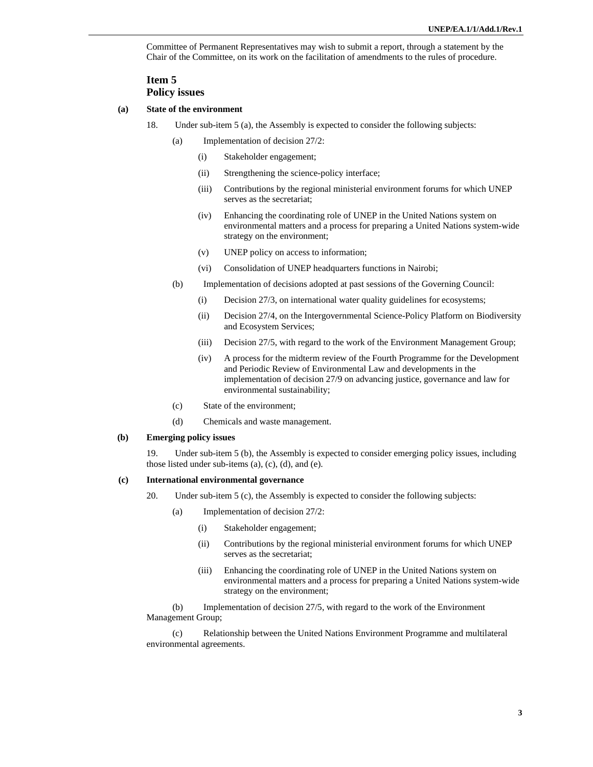Committee of Permanent Representatives may wish to submit a report, through a statement by the Chair of the Committee, on its work on the facilitation of amendments to the rules of procedure.

## Item 5
## Policy issues

### (a) State of the environment

18. Under sub-item 5 (a), the Assembly is expected to consider the following subjects:

(a) Implementation of decision 27/2:

(i) Stakeholder engagement;

(ii) Strengthening the science-policy interface;

(iii) Contributions by the regional ministerial environment forums for which UNEP serves as the secretariat;

(iv) Enhancing the coordinating role of UNEP in the United Nations system on environmental matters and a process for preparing a United Nations system-wide strategy on the environment;

(v) UNEP policy on access to information;

(vi) Consolidation of UNEP headquarters functions in Nairobi;

(b) Implementation of decisions adopted at past sessions of the Governing Council:

(i) Decision 27/3, on international water quality guidelines for ecosystems;

(ii) Decision 27/4, on the Intergovernmental Science-Policy Platform on Biodiversity and Ecosystem Services;

(iii) Decision 27/5, with regard to the work of the Environment Management Group;

(iv) A process for the midterm review of the Fourth Programme for the Development and Periodic Review of Environmental Law and developments in the implementation of decision 27/9 on advancing justice, governance and law for environmental sustainability;

(c) State of the environment;

(d) Chemicals and waste management.

### (b) Emerging policy issues

19. Under sub-item 5 (b), the Assembly is expected to consider emerging policy issues, including those listed under sub-items (a), (c), (d), and (e).

### (c) International environmental governance

20. Under sub-item 5 (c), the Assembly is expected to consider the following subjects:

(a) Implementation of decision 27/2:

(i) Stakeholder engagement;

(ii) Contributions by the regional ministerial environment forums for which UNEP serves as the secretariat;

(iii) Enhancing the coordinating role of UNEP in the United Nations system on environmental matters and a process for preparing a United Nations system-wide strategy on the environment;

(b) Implementation of decision 27/5, with regard to the work of the Environment Management Group;

(c) Relationship between the United Nations Environment Programme and multilateral environmental agreements.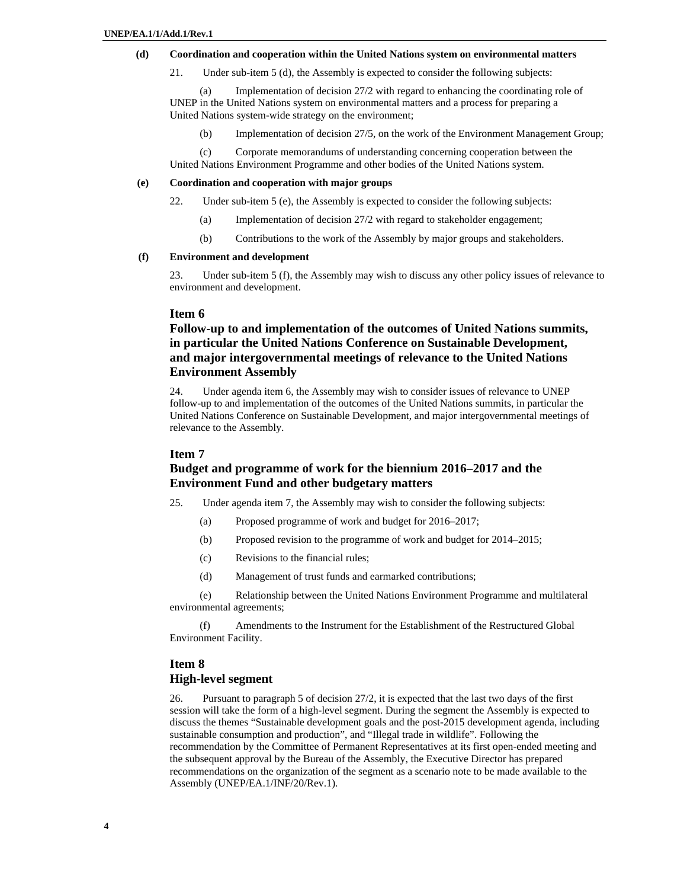### (d) Coordination and cooperation within the United Nations system on environmental matters

21. Under sub-item 5 (d), the Assembly is expected to consider the following subjects:

(a) Implementation of decision 27/2 with regard to enhancing the coordinating role of UNEP in the United Nations system on environmental matters and a process for preparing a United Nations system-wide strategy on the environment;

(b) Implementation of decision 27/5, on the work of the Environment Management Group;

(c) Corporate memorandums of understanding concerning cooperation between the United Nations Environment Programme and other bodies of the United Nations system.

### (e) Coordination and cooperation with major groups

22. Under sub-item 5 (e), the Assembly is expected to consider the following subjects:

(a) Implementation of decision 27/2 with regard to stakeholder engagement;

(b) Contributions to the work of the Assembly by major groups and stakeholders.

### (f) Environment and development

23. Under sub-item 5 (f), the Assembly may wish to discuss any other policy issues of relevance to environment and development.

## Item 6
## Follow-up to and implementation of the outcomes of United Nations summits, in particular the United Nations Conference on Sustainable Development, and major intergovernmental meetings of relevance to the United Nations Environment Assembly

24. Under agenda item 6, the Assembly may wish to consider issues of relevance to UNEP follow-up to and implementation of the outcomes of the United Nations summits, in particular the United Nations Conference on Sustainable Development, and major intergovernmental meetings of relevance to the Assembly.

## Item 7
## Budget and programme of work for the biennium 2016–2017 and the Environment Fund and other budgetary matters

25. Under agenda item 7, the Assembly may wish to consider the following subjects:

(a) Proposed programme of work and budget for 2016–2017;

(b) Proposed revision to the programme of work and budget for 2014–2015;

(c) Revisions to the financial rules;

(d) Management of trust funds and earmarked contributions;

(e) Relationship between the United Nations Environment Programme and multilateral environmental agreements;

(f) Amendments to the Instrument for the Establishment of the Restructured Global Environment Facility.

## Item 8
## High-level segment

26. Pursuant to paragraph 5 of decision 27/2, it is expected that the last two days of the first session will take the form of a high-level segment. During the segment the Assembly is expected to discuss the themes "Sustainable development goals and the post-2015 development agenda, including sustainable consumption and production", and "Illegal trade in wildlife". Following the recommendation by the Committee of Permanent Representatives at its first open-ended meeting and the subsequent approval by the Bureau of the Assembly, the Executive Director has prepared recommendations on the organization of the segment as a scenario note to be made available to the Assembly (UNEP/EA.1/INF/20/Rev.1).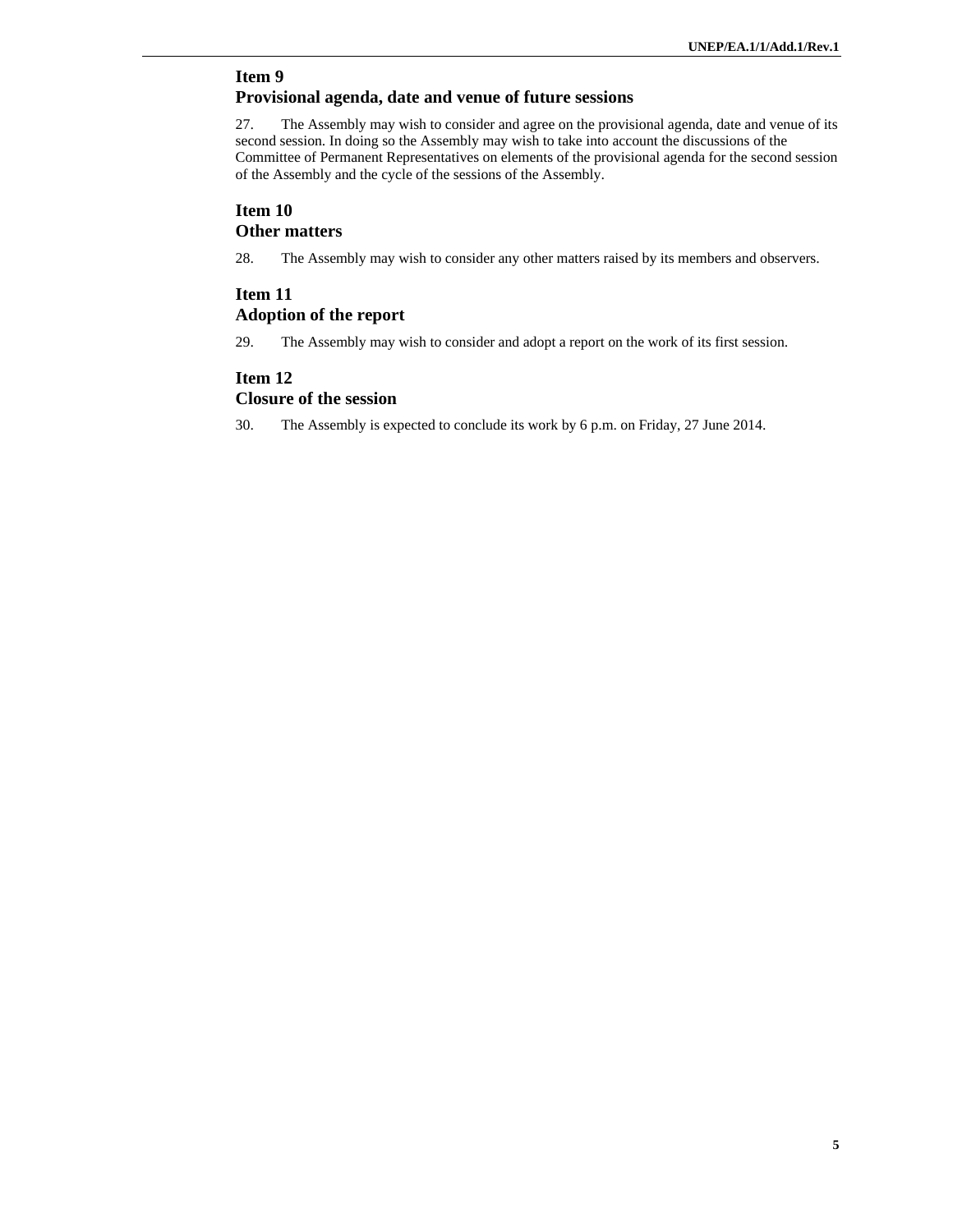### Item 9
### Provisional agenda, date and venue of future sessions

27. The Assembly may wish to consider and agree on the provisional agenda, date and venue of its second session. In doing so the Assembly may wish to take into account the discussions of the Committee of Permanent Representatives on elements of the provisional agenda for the second session of the Assembly and the cycle of the sessions of the Assembly.

### Item 10
### Other matters

28. The Assembly may wish to consider any other matters raised by its members and observers.

### Item 11
### Adoption of the report

29. The Assembly may wish to consider and adopt a report on the work of its first session.

### Item 12
### Closure of the session

30. The Assembly is expected to conclude its work by 6 p.m. on Friday, 27 June 2014.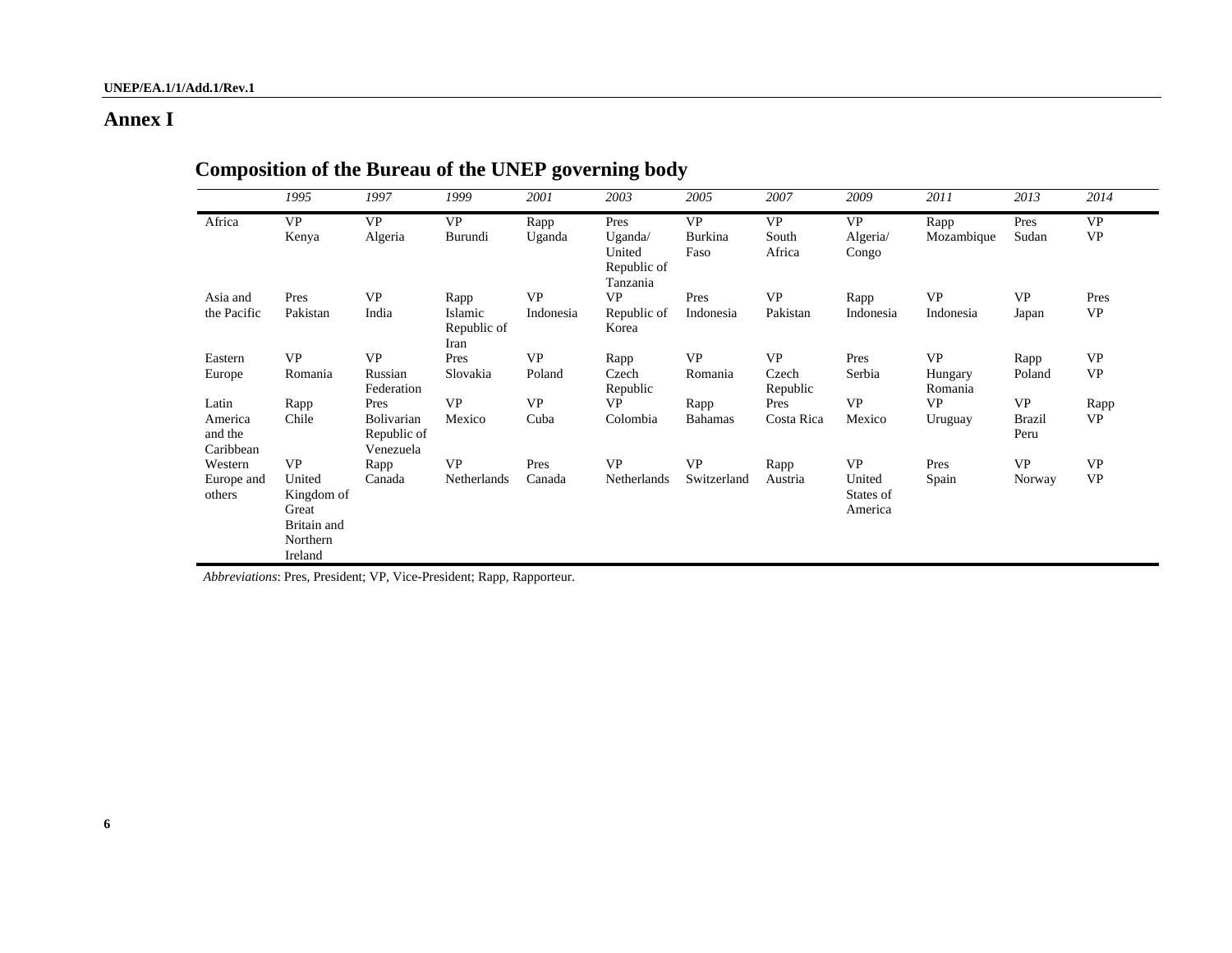## Annex I

### Composition of the Bureau of the UNEP governing body

| | *1995* | *1997* | *1999* | *2001* | *2003* | *2005* | *2007* | *2009* | *2011* | *2013* | *2014* |
|---|---|---|---|---|---|---|---|---|---|---|---|
| Africa | VP Kenya | VP Algeria | VP Burundi | Rapp Uganda | Pres Uganda/ United Republic of Tanzania | VP Burkina Faso | VP South Africa | VP Algeria/ Congo | Rapp Mozambique | Pres Sudan | VP VP |
| Asia and the Pacific | Pres Pakistan | VP India | Rapp Islamic Republic of Iran | VP Indonesia | VP Republic of Korea | Pres Indonesia | VP Pakistan | Rapp Indonesia | VP Indonesia | VP Japan | Pres VP |
| Eastern Europe | VP Romania | VP Russian Federation | Pres Slovakia | VP Poland | Rapp Czech Republic | VP Romania | VP Czech Republic | Pres Serbia | VP Hungary Romania | Rapp Poland | VP VP |
| Latin America and the Caribbean | Rapp Chile | Pres Bolivarian Republic of Venezuela | VP Mexico | VP Cuba | VP Colombia | Rapp Bahamas | Pres Costa Rica | VP Mexico | VP Uruguay | VP Brazil Peru | Rapp VP |
| Western Europe and others | VP United Kingdom of Great Britain and Northern Ireland | Rapp Canada | VP Netherlands | Pres Canada | VP Netherlands | VP Switzerland | Rapp Austria | VP United States of America | Pres Spain | VP Norway | VP VP |

*Abbreviations*: Pres, President; VP, Vice-President; Rapp, Rapporteur.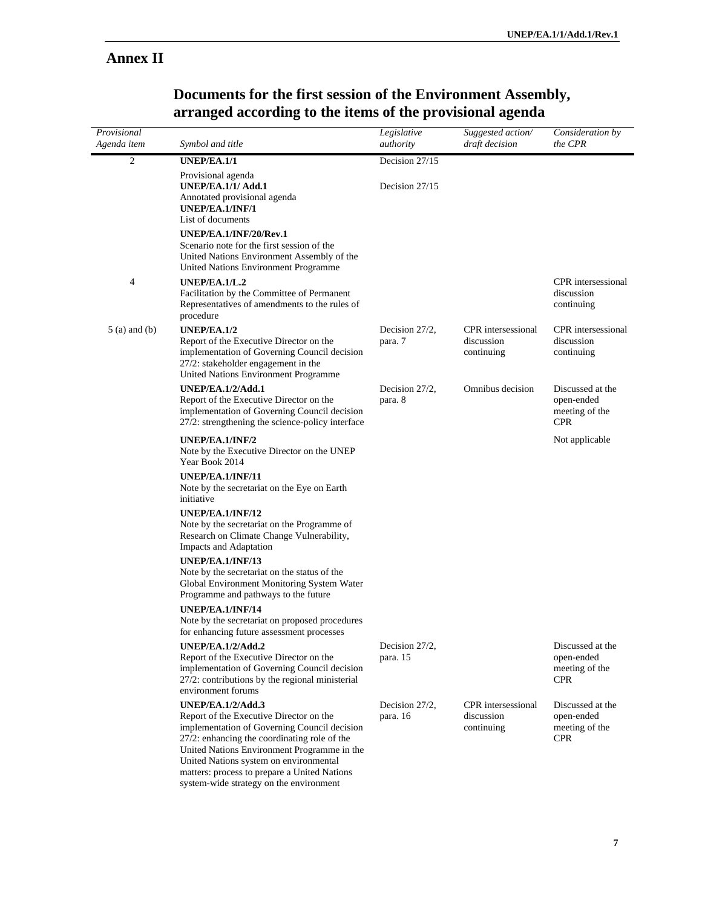## Annex II

### Documents for the first session of the Environment Assembly, arranged according to the items of the provisional agenda

| *Provisional Agenda item* | *Symbol and title* | *Legislative authority* | *Suggested action/ draft decision* | *Consideration by the CPR* |
|---|---|---|---|---|
| 2 | **UNEP/EA.1/1**<br>Provisional agenda | Decision 27/15 | | |
| | **UNEP/EA.1/1/ Add.1**<br>Annotated provisional agenda | Decision 27/15 | | |
| | **UNEP/EA.1/INF/1**<br>List of documents | | | |
| | **UNEP/EA.1/INF/20/Rev.1**<br>Scenario note for the first session of the United Nations Environment Assembly of the United Nations Environment Programme | | | |
| 4 | **UNEP/EA.1/L.2**<br>Facilitation by the Committee of Permanent Representatives of amendments to the rules of procedure | | | CPR intersessional discussion continuing |
| 5 (a) and (b) | **UNEP/EA.1/2**<br>Report of the Executive Director on the implementation of Governing Council decision 27/2: stakeholder engagement in the United Nations Environment Programme | Decision 27/2, para. 7 | CPR intersessional discussion continuing | CPR intersessional discussion continuing |
| | **UNEP/EA.1/2/Add.1**<br>Report of the Executive Director on the implementation of Governing Council decision 27/2: strengthening the science-policy interface | Decision 27/2, para. 8 | Omnibus decision | Discussed at the open-ended meeting of the CPR |
| | **UNEP/EA.1/INF/2**<br>Note by the Executive Director on the UNEP Year Book 2014 | | | Not applicable |
| | **UNEP/EA.1/INF/11**<br>Note by the secretariat on the Eye on Earth initiative | | | |
| | **UNEP/EA.1/INF/12**<br>Note by the secretariat on the Programme of Research on Climate Change Vulnerability, Impacts and Adaptation | | | |
| | **UNEP/EA.1/INF/13**<br>Note by the secretariat on the status of the Global Environment Monitoring System Water Programme and pathways to the future | | | |
| | **UNEP/EA.1/INF/14**<br>Note by the secretariat on proposed procedures for enhancing future assessment processes | | | |
| | **UNEP/EA.1/2/Add.2**<br>Report of the Executive Director on the implementation of Governing Council decision 27/2: contributions by the regional ministerial environment forums | Decision 27/2, para. 15 | | Discussed at the open-ended meeting of the CPR |
| | **UNEP/EA.1/2/Add.3**<br>Report of the Executive Director on the implementation of Governing Council decision 27/2: enhancing the coordinating role of the United Nations Environment Programme in the United Nations system on environmental matters: process to prepare a United Nations system-wide strategy on the environment | Decision 27/2, para. 16 | CPR intersessional discussion continuing | Discussed at the open-ended meeting of the CPR |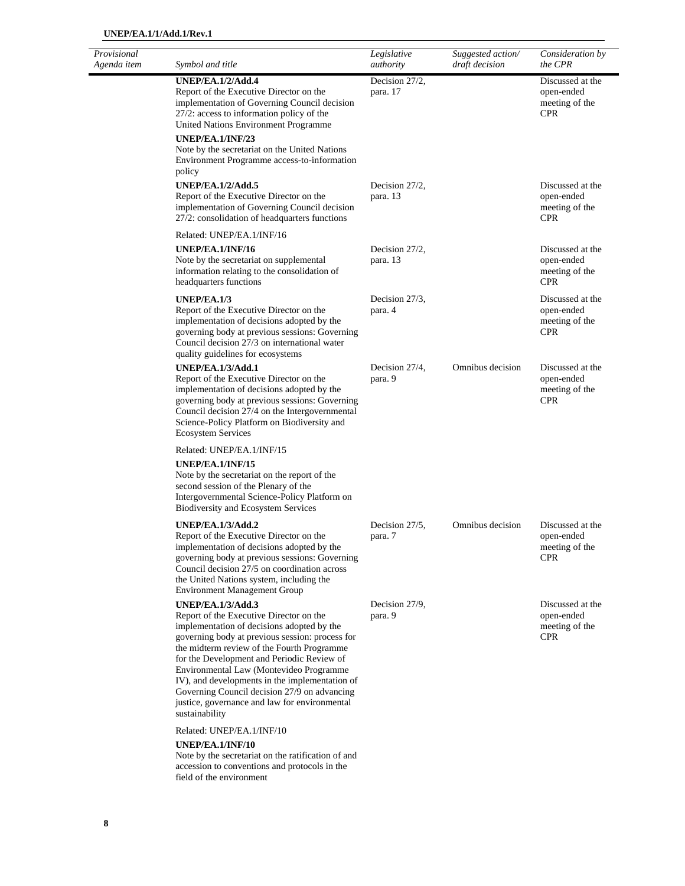| *Provisional Agenda item* | *Symbol and title* | *Legislative authority* | *Suggested action/ draft decision* | *Consideration by the CPR* |
|---|---|---|---|---|
| | **UNEP/EA.1/2/Add.4** Report of the Executive Director on the implementation of Governing Council decision 27/2: access to information policy of the United Nations Environment Programme | Decision 27/2, para. 17 | | Discussed at the open-ended meeting of the CPR |
| | **UNEP/EA.1/INF/23** Note by the secretariat on the United Nations Environment Programme access-to-information policy | | | |
| | **UNEP/EA.1/2/Add.5** Report of the Executive Director on the implementation of Governing Council decision 27/2: consolidation of headquarters functions<br><br>Related: UNEP/EA.1/INF/16 | Decision 27/2, para. 13 | | Discussed at the open-ended meeting of the CPR |
| | **UNEP/EA.1/INF/16** Note by the secretariat on supplemental information relating to the consolidation of headquarters functions | Decision 27/2, para. 13 | | Discussed at the open-ended meeting of the CPR |
| | **UNEP/EA.1/3** Report of the Executive Director on the implementation of decisions adopted by the governing body at previous sessions: Governing Council decision 27/3 on international water quality guidelines for ecosystems | Decision 27/3, para. 4 | | Discussed at the open-ended meeting of the CPR |
| | **UNEP/EA.1/3/Add.1** Report of the Executive Director on the implementation of decisions adopted by the governing body at previous sessions: Governing Council decision 27/4 on the Intergovernmental Science-Policy Platform on Biodiversity and Ecosystem Services<br><br>Related: UNEP/EA.1/INF/15 | Decision 27/4, para. 9 | Omnibus decision | Discussed at the open-ended meeting of the CPR |
| | **UNEP/EA.1/INF/15** Note by the secretariat on the report of the second session of the Plenary of the Intergovernmental Science-Policy Platform on Biodiversity and Ecosystem Services | | | |
| | **UNEP/EA.1/3/Add.2** Report of the Executive Director on the implementation of decisions adopted by the governing body at previous sessions: Governing Council decision 27/5 on coordination across the United Nations system, including the Environment Management Group | Decision 27/5, para. 7 | Omnibus decision | Discussed at the open-ended meeting of the CPR |
| | **UNEP/EA.1/3/Add.3** Report of the Executive Director on the implementation of decisions adopted by the governing body at previous session: process for the midterm review of the Fourth Programme for the Development and Periodic Review of Environmental Law (Montevideo Programme IV), and developments in the implementation of Governing Council decision 27/9 on advancing justice, governance and law for environmental sustainability<br><br>Related: UNEP/EA.1/INF/10 | Decision 27/9, para. 9 | | Discussed at the open-ended meeting of the CPR |
| | **UNEP/EA.1/INF/10** Note by the secretariat on the ratification of and accession to conventions and protocols in the field of the environment | | | |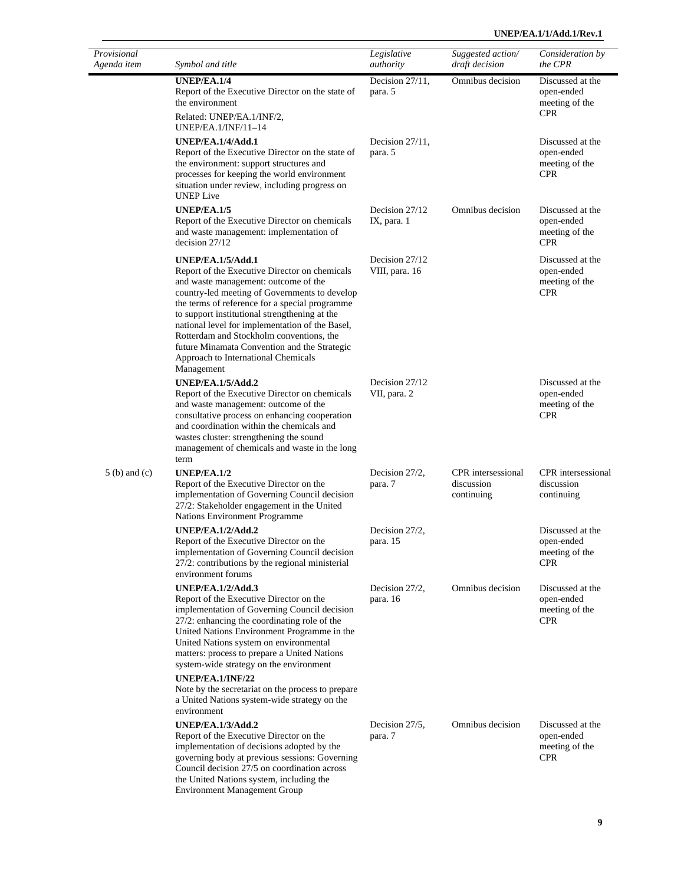| *Provisional Agenda item* | *Symbol and title* | *Legislative authority* | *Suggested action/ draft decision* | *Consideration by the CPR* |
|---|---|---|---|---|
| | **UNEP/EA.1/4**<br>Report of the Executive Director on the state of the environment<br>Related: UNEP/EA.1/INF/2, UNEP/EA.1/INF/11–14 | Decision 27/11, para. 5 | Omnibus decision | Discussed at the open-ended meeting of the CPR |
| | **UNEP/EA.1/4/Add.1**<br>Report of the Executive Director on the state of the environment: support structures and processes for keeping the world environment situation under review, including progress on UNEP Live | Decision 27/11, para. 5 | | Discussed at the open-ended meeting of the CPR |
| | **UNEP/EA.1/5**<br>Report of the Executive Director on chemicals and waste management: implementation of decision 27/12 | Decision 27/12 IX, para. 1 | Omnibus decision | Discussed at the open-ended meeting of the CPR |
| | **UNEP/EA.1/5/Add.1**<br>Report of the Executive Director on chemicals and waste management: outcome of the country-led meeting of Governments to develop the terms of reference for a special programme to support institutional strengthening at the national level for implementation of the Basel, Rotterdam and Stockholm conventions, the future Minamata Convention and the Strategic Approach to International Chemicals Management | Decision 27/12 VIII, para. 16 | | Discussed at the open-ended meeting of the CPR |
| | **UNEP/EA.1/5/Add.2**<br>Report of the Executive Director on chemicals and waste management: outcome of the consultative process on enhancing cooperation and coordination within the chemicals and wastes cluster: strengthening the sound management of chemicals and waste in the long term | Decision 27/12 VII, para. 2 | | Discussed at the open-ended meeting of the CPR |
| 5 (b) and (c) | **UNEP/EA.1/2**<br>Report of the Executive Director on the implementation of Governing Council decision 27/2: Stakeholder engagement in the United Nations Environment Programme | Decision 27/2, para. 7 | CPR intersessional discussion continuing | CPR intersessional discussion continuing |
| | **UNEP/EA.1/2/Add.2**<br>Report of the Executive Director on the implementation of Governing Council decision 27/2: contributions by the regional ministerial environment forums | Decision 27/2, para. 15 | | Discussed at the open-ended meeting of the CPR |
| | **UNEP/EA.1/2/Add.3**<br>Report of the Executive Director on the implementation of Governing Council decision 27/2: enhancing the coordinating role of the United Nations Environment Programme in the United Nations system on environmental matters: process to prepare a United Nations system-wide strategy on the environment<br>**UNEP/EA.1/INF/22**<br>Note by the secretariat on the process to prepare a United Nations system-wide strategy on the environment | Decision 27/2, para. 16 | Omnibus decision | Discussed at the open-ended meeting of the CPR |
| | **UNEP/EA.1/3/Add.2**<br>Report of the Executive Director on the implementation of decisions adopted by the governing body at previous sessions: Governing Council decision 27/5 on coordination across the United Nations system, including the Environment Management Group | Decision 27/5, para. 7 | Omnibus decision | Discussed at the open-ended meeting of the CPR |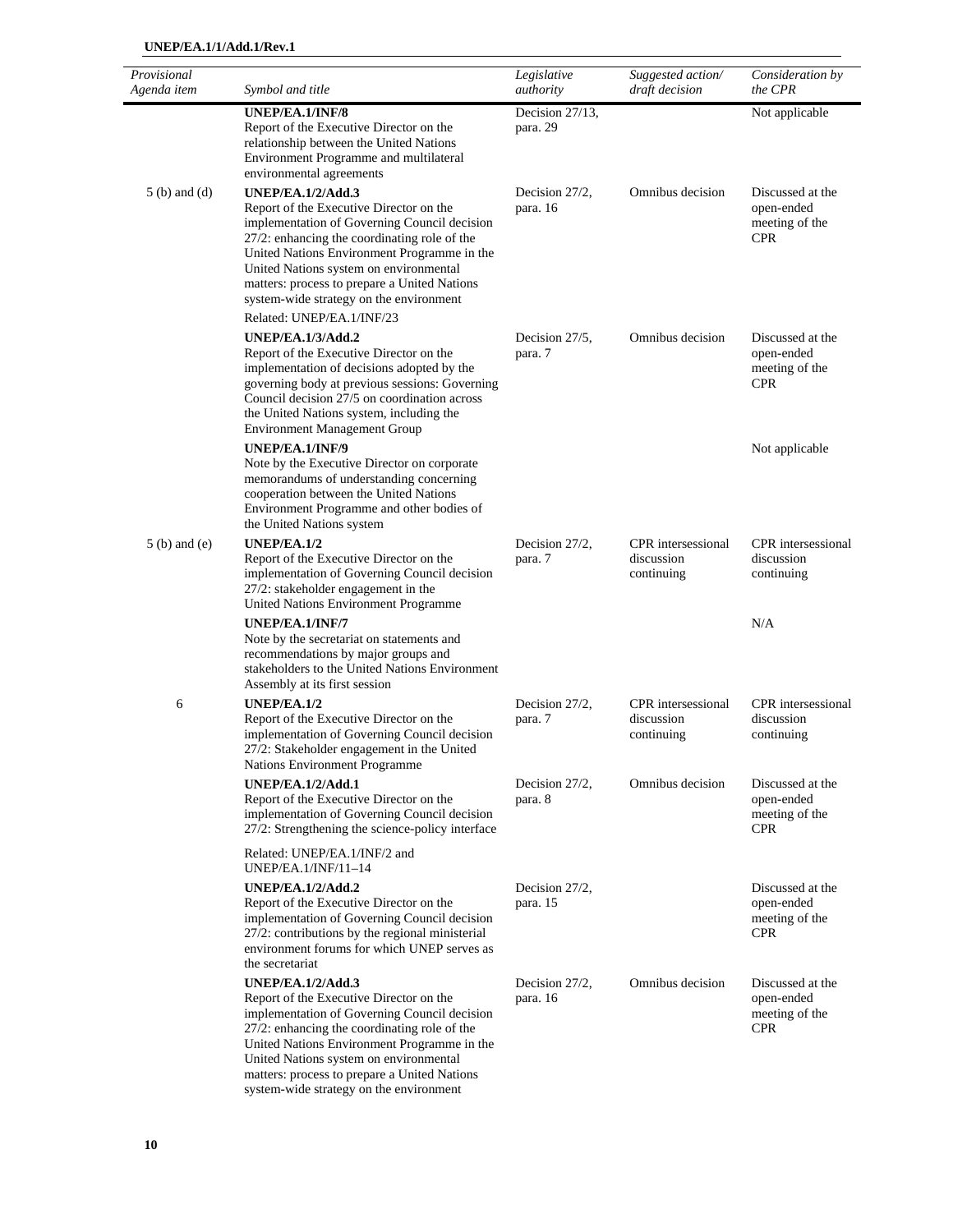| *Provisional Agenda item* | *Symbol and title* | *Legislative authority* | *Suggested action/ draft decision* | *Consideration by the CPR* |
|---|---|---|---|---|
| | **UNEP/EA.1/INF/8**<br>Report of the Executive Director on the relationship between the United Nations Environment Programme and multilateral environmental agreements | Decision 27/13, para. 29 | | Not applicable |
| 5 (b) and (d) | **UNEP/EA.1/2/Add.3**<br>Report of the Executive Director on the implementation of Governing Council decision 27/2: enhancing the coordinating role of the United Nations Environment Programme in the United Nations system on environmental matters: process to prepare a United Nations system-wide strategy on the environment<br>Related: UNEP/EA.1/INF/23 | Decision 27/2, para. 16 | Omnibus decision | Discussed at the open-ended meeting of the CPR |
| | **UNEP/EA.1/3/Add.2**<br>Report of the Executive Director on the implementation of decisions adopted by the governing body at previous sessions: Governing Council decision 27/5 on coordination across the United Nations system, including the Environment Management Group | Decision 27/5, para. 7 | Omnibus decision | Discussed at the open-ended meeting of the CPR |
| | **UNEP/EA.1/INF/9**<br>Note by the Executive Director on corporate memorandums of understanding concerning cooperation between the United Nations Environment Programme and other bodies of the United Nations system | | | Not applicable |
| 5 (b) and (e) | **UNEP/EA.1/2**<br>Report of the Executive Director on the implementation of Governing Council decision 27/2: stakeholder engagement in the United Nations Environment Programme | Decision 27/2, para. 7 | CPR intersessional discussion continuing | CPR intersessional discussion continuing |
| | **UNEP/EA.1/INF/7**<br>Note by the secretariat on statements and recommendations by major groups and stakeholders to the United Nations Environment Assembly at its first session | | | N/A |
| 6 | **UNEP/EA.1/2**<br>Report of the Executive Director on the implementation of Governing Council decision 27/2: Stakeholder engagement in the United Nations Environment Programme | Decision 27/2, para. 7 | CPR intersessional discussion continuing | CPR intersessional discussion continuing |
| | **UNEP/EA.1/2/Add.1**<br>Report of the Executive Director on the implementation of Governing Council decision 27/2: Strengthening the science-policy interface<br>Related: UNEP/EA.1/INF/2 and UNEP/EA.1/INF/11–14 | Decision 27/2, para. 8 | Omnibus decision | Discussed at the open-ended meeting of the CPR |
| | **UNEP/EA.1/2/Add.2**<br>Report of the Executive Director on the implementation of Governing Council decision 27/2: contributions by the regional ministerial environment forums for which UNEP serves as the secretariat | Decision 27/2, para. 15 | | Discussed at the open-ended meeting of the CPR |
| | **UNEP/EA.1/2/Add.3**<br>Report of the Executive Director on the implementation of Governing Council decision 27/2: enhancing the coordinating role of the United Nations Environment Programme in the United Nations system on environmental matters: process to prepare a United Nations system-wide strategy on the environment | Decision 27/2, para. 16 | Omnibus decision | Discussed at the open-ended meeting of the CPR |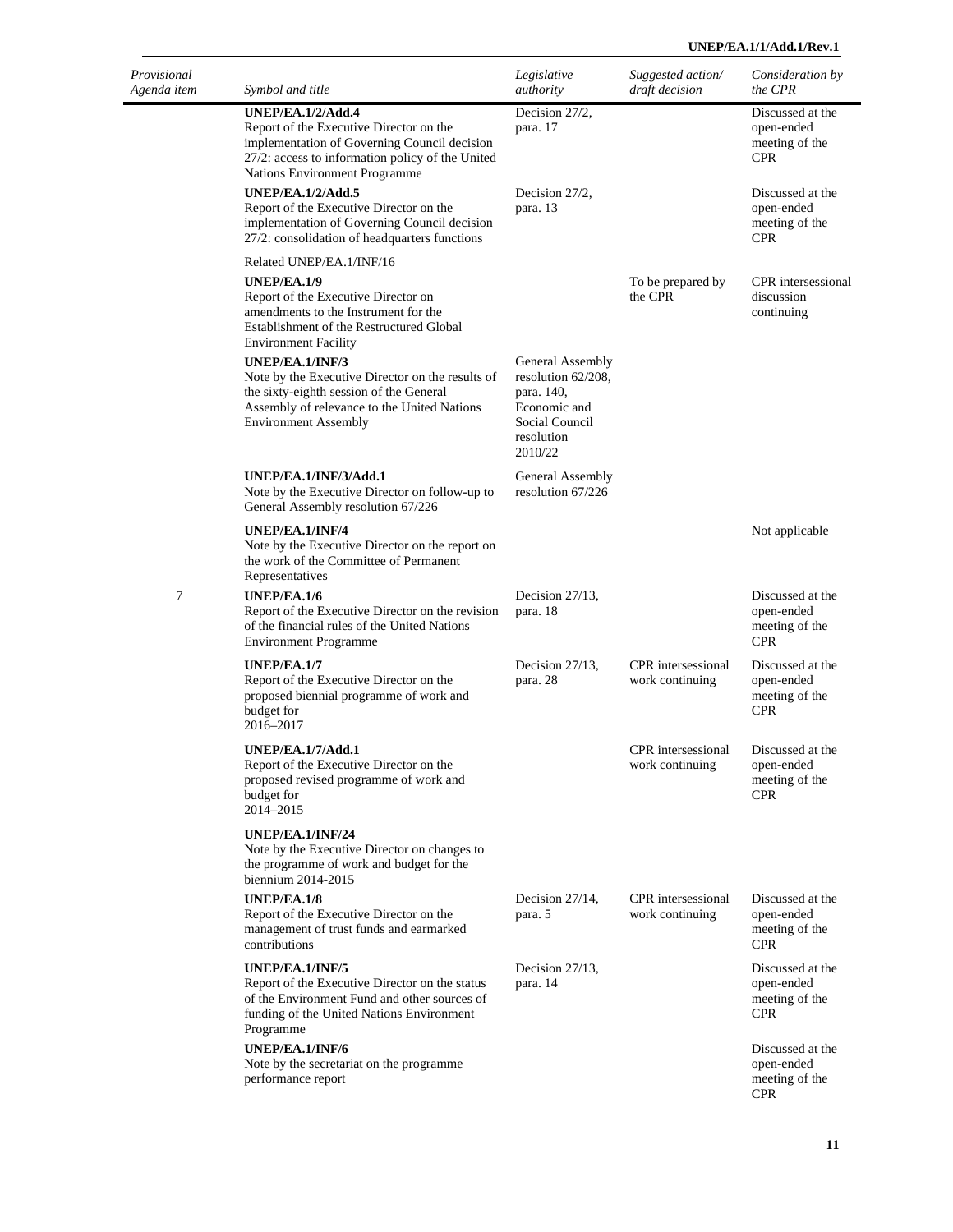| *Provisional Agenda item* | *Symbol and title* | *Legislative authority* | *Suggested action/ draft decision* | *Consideration by the CPR* |
|---|---|---|---|---|
| | **UNEP/EA.1/2/Add.4**<br>Report of the Executive Director on the implementation of Governing Council decision 27/2: access to information policy of the United Nations Environment Programme | Decision 27/2, para. 17 | | Discussed at the open-ended meeting of the CPR |
| | **UNEP/EA.1/2/Add.5**<br>Report of the Executive Director on the implementation of Governing Council decision 27/2: consolidation of headquarters functions | Decision 27/2, para. 13 | | Discussed at the open-ended meeting of the CPR |
| | Related UNEP/EA.1/INF/16 | | | |
| | **UNEP/EA.1/9**<br>Report of the Executive Director on amendments to the Instrument for the Establishment of the Restructured Global Environment Facility | | To be prepared by the CPR | CPR intersessional discussion continuing |
| | **UNEP/EA.1/INF/3**<br>Note by the Executive Director on the results of the sixty-eighth session of the General Assembly of relevance to the United Nations Environment Assembly | General Assembly resolution 62/208, para. 140, Economic and Social Council resolution 2010/22 | | |
| | **UNEP/EA.1/INF/3/Add.1**<br>Note by the Executive Director on follow-up to General Assembly resolution 67/226 | General Assembly resolution 67/226 | | |
| | **UNEP/EA.1/INF/4**<br>Note by the Executive Director on the report on the work of the Committee of Permanent Representatives | | | Not applicable |
| 7 | **UNEP/EA.1/6**<br>Report of the Executive Director on the revision of the financial rules of the United Nations Environment Programme | Decision 27/13, para. 18 | | Discussed at the open-ended meeting of the CPR |
| | **UNEP/EA.1/7**<br>Report of the Executive Director on the proposed biennial programme of work and budget for 2016–2017 | Decision 27/13, para. 28 | CPR intersessional work continuing | Discussed at the open-ended meeting of the CPR |
| | **UNEP/EA.1/7/Add.1**<br>Report of the Executive Director on the proposed revised programme of work and budget for 2014–2015 | | CPR intersessional work continuing | Discussed at the open-ended meeting of the CPR |
| | **UNEP/EA.1/INF/24**<br>Note by the Executive Director on changes to the programme of work and budget for the biennium 2014-2015 | | | |
| | **UNEP/EA.1/8**<br>Report of the Executive Director on the management of trust funds and earmarked contributions | Decision 27/14, para. 5 | CPR intersessional work continuing | Discussed at the open-ended meeting of the CPR |
| | **UNEP/EA.1/INF/5**<br>Report of the Executive Director on the status of the Environment Fund and other sources of funding of the United Nations Environment Programme | Decision 27/13, para. 14 | | Discussed at the open-ended meeting of the CPR |
| | **UNEP/EA.1/INF/6**<br>Note by the secretariat on the programme performance report | | | Discussed at the open-ended meeting of the CPR |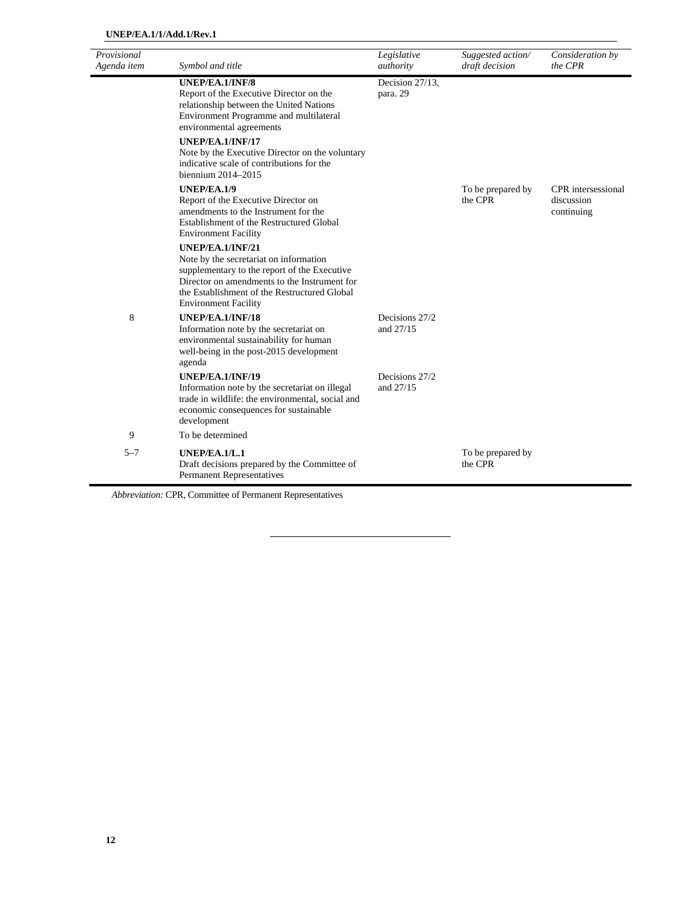| *Provisional Agenda item* | *Symbol and title* | *Legislative authority* | *Suggested action/ draft decision* | *Consideration by the CPR* |
|---|---|---|---|---|
| | **UNEP/EA.1/INF/8** Report of the Executive Director on the relationship between the United Nations Environment Programme and multilateral environmental agreements | Decision 27/13, para. 29 | | |
| | **UNEP/EA.1/INF/17** Note by the Executive Director on the voluntary indicative scale of contributions for the biennium 2014–2015 | | | |
| | **UNEP/EA.1/9** Report of the Executive Director on amendments to the Instrument for the Establishment of the Restructured Global Environment Facility | | To be prepared by the CPR | CPR intersessional discussion continuing |
| | **UNEP/EA.1/INF/21** Note by the secretariat on information supplementary to the report of the Executive Director on amendments to the Instrument for the Establishment of the Restructured Global Environment Facility | | | |
| 8 | **UNEP/EA.1/INF/18** Information note by the secretariat on environmental sustainability for human well-being in the post-2015 development agenda | Decisions 27/2 and 27/15 | | |
| | **UNEP/EA.1/INF/19** Information note by the secretariat on illegal trade in wildlife: the environmental, social and economic consequences for sustainable development | Decisions 27/2 and 27/15 | | |
| 9 | To be determined | | | |
| 5–7 | **UNEP/EA.1/L.1** Draft decisions prepared by the Committee of Permanent Representatives | | To be prepared by the CPR | |

*Abbreviation:* CPR, Committee of Permanent Representatives